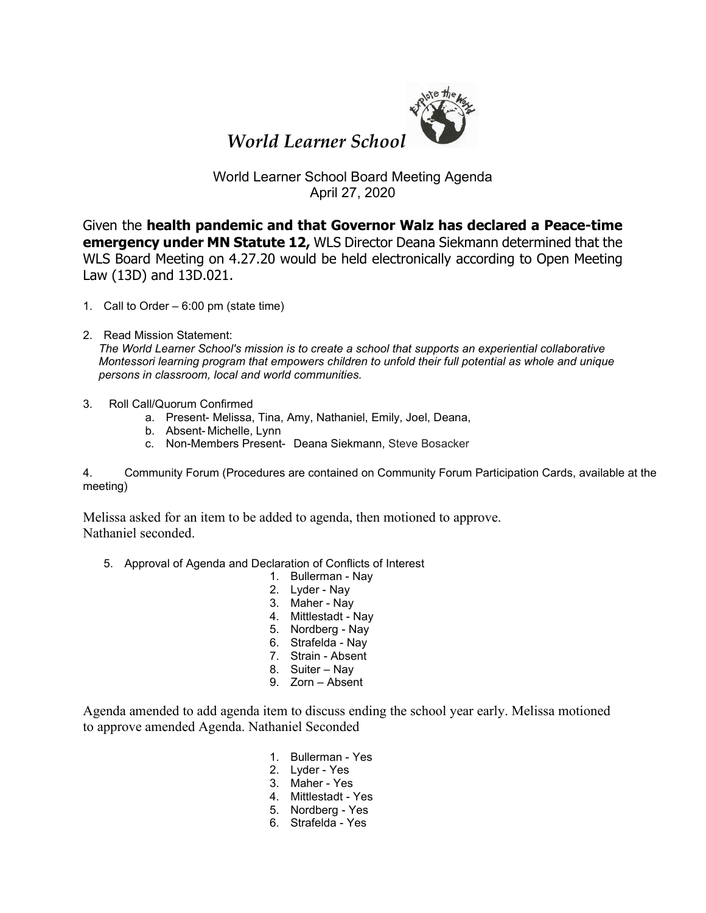# *World Learner School*

World Learner School Board Meeting Agenda
April 27, 2020

Given the **health pandemic and that Governor Walz has declared a Peace-time emergency under MN Statute 12,** WLS Director Deana Siekmann determined that the WLS Board Meeting on 4.27.20 would be held electronically according to Open Meeting Law (13D) and 13D.021.

1. Call to Order – 6:00 pm (state time)

2. Read Mission Statement:
   *The World Learner School's mission is to create a school that supports an experiential collaborative Montessori learning program that empowers children to unfold their full potential as whole and unique persons in classroom, local and world communities.*

3. Roll Call/Quorum Confirmed
   a. Present- Melissa, Tina, Amy, Nathaniel, Emily, Joel, Deana,
   b. Absent- Michelle, Lynn
   c. Non-Members Present- Deana Siekmann, Steve Bosacker

4. Community Forum (Procedures are contained on Community Forum Participation Cards, available at the meeting)

Melissa asked for an item to be added to agenda, then motioned to approve.
Nathaniel seconded.

5. Approval of Agenda and Declaration of Conflicts of Interest
   1. Bullerman - Nay
   2. Lyder - Nay
   3. Maher - Nay
   4. Mittlestadt - Nay
   5. Nordberg - Nay
   6. Strafelda - Nay
   7. Strain - Absent
   8. Suiter – Nay
   9. Zorn – Absent

Agenda amended to add agenda item to discuss ending the school year early. Melissa motioned to approve amended Agenda. Nathaniel Seconded

1. Bullerman - Yes
2. Lyder - Yes
3. Maher - Yes
4. Mittlestadt - Yes
5. Nordberg - Yes
6. Strafelda - Yes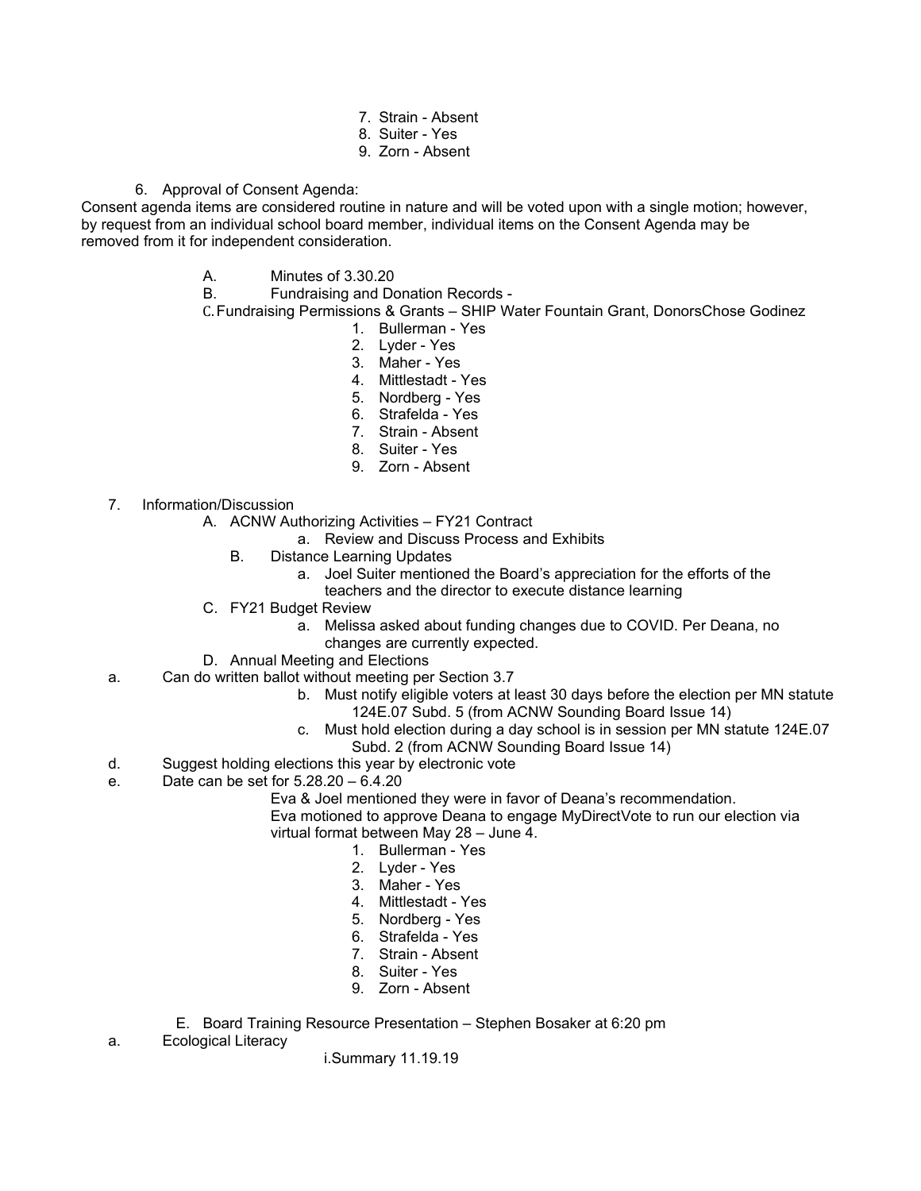7. Strain - Absent
8. Suiter - Yes
9. Zorn - Absent

6. Approval of Consent Agenda:

Consent agenda items are considered routine in nature and will be voted upon with a single motion; however, by request from an individual school board member, individual items on the Consent Agenda may be removed from it for independent consideration.

A. Minutes of 3.30.20
B. Fundraising and Donation Records -
C. Fundraising Permissions & Grants – SHIP Water Fountain Grant, DonorsChose Godinez
   1. Bullerman - Yes
   2. Lyder - Yes
   3. Maher - Yes
   4. Mittlestadt - Yes
   5. Nordberg - Yes
   6. Strafelda - Yes
   7. Strain - Absent
   8. Suiter - Yes
   9. Zorn - Absent

7. Information/Discussion
   A. ACNW Authorizing Activities – FY21 Contract
      a. Review and Discuss Process and Exhibits
   B. Distance Learning Updates
      a. Joel Suiter mentioned the Board's appreciation for the efforts of the teachers and the director to execute distance learning
   C. FY21 Budget Review
      a. Melissa asked about funding changes due to COVID. Per Deana, no changes are currently expected.
   D. Annual Meeting and Elections
      a. Can do written ballot without meeting per Section 3.7
      b. Must notify eligible voters at least 30 days before the election per MN statute 124E.07 Subd. 5 (from ACNW Sounding Board Issue 14)
      c. Must hold election during a day school is in session per MN statute 124E.07 Subd. 2 (from ACNW Sounding Board Issue 14)
      d. Suggest holding elections this year by electronic vote
      e. Date can be set for 5.28.20 – 6.4.20

      Eva & Joel mentioned they were in favor of Deana's recommendation.
      Eva motioned to approve Deana to engage MyDirectVote to run our election via virtual format between May 28 – June 4.
      1. Bullerman - Yes
      2. Lyder - Yes
      3. Maher - Yes
      4. Mittlestadt - Yes
      5. Nordberg - Yes
      6. Strafelda - Yes
      7. Strain - Absent
      8. Suiter - Yes
      9. Zorn - Absent

   E. Board Training Resource Presentation – Stephen Bosaker at 6:20 pm
      a. Ecological Literacy
         i. Summary 11.19.19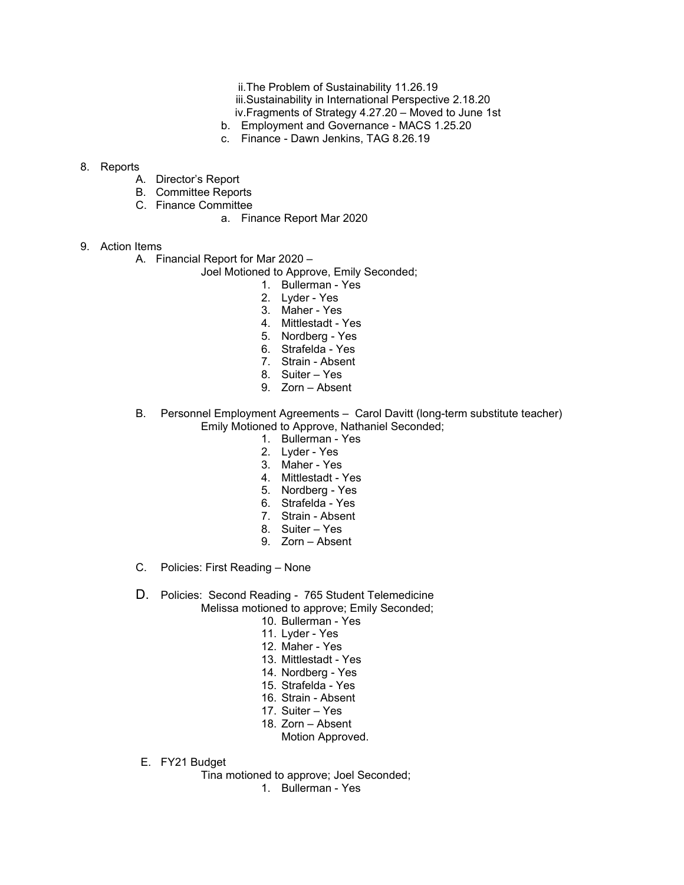ii. The Problem of Sustainability 11.26.19
   iii. Sustainability in International Perspective 2.18.20
   iv. Fragments of Strategy 4.27.20 – Moved to June 1st
  b. Employment and Governance - MACS 1.25.20
  c. Finance - Dawn Jenkins, TAG 8.26.19

8. Reports
   A. Director's Report
   B. Committee Reports
   C. Finance Committee
      a. Finance Report Mar 2020

9. Action Items
   A. Financial Report for Mar 2020 –
      Joel Motioned to Approve, Emily Seconded;
      1. Bullerman - Yes
      2. Lyder - Yes
      3. Maher - Yes
      4. Mittlestadt - Yes
      5. Nordberg - Yes
      6. Strafelda - Yes
      7. Strain - Absent
      8. Suiter – Yes
      9. Zorn – Absent

   B. Personnel Employment Agreements – Carol Davitt (long-term substitute teacher)
      Emily Motioned to Approve, Nathaniel Seconded;
      1. Bullerman - Yes
      2. Lyder - Yes
      3. Maher - Yes
      4. Mittlestadt - Yes
      5. Nordberg - Yes
      6. Strafelda - Yes
      7. Strain - Absent
      8. Suiter – Yes
      9. Zorn – Absent

   C. Policies: First Reading – None

   D. Policies: Second Reading - 765 Student Telemedicine
      Melissa motioned to approve; Emily Seconded;
      10. Bullerman - Yes
      11. Lyder - Yes
      12. Maher - Yes
      13. Mittlestadt - Yes
      14. Nordberg - Yes
      15. Strafelda - Yes
      16. Strain - Absent
      17. Suiter – Yes
      18. Zorn – Absent
      Motion Approved.

   E. FY21 Budget
      Tina motioned to approve; Joel Seconded;
      1. Bullerman - Yes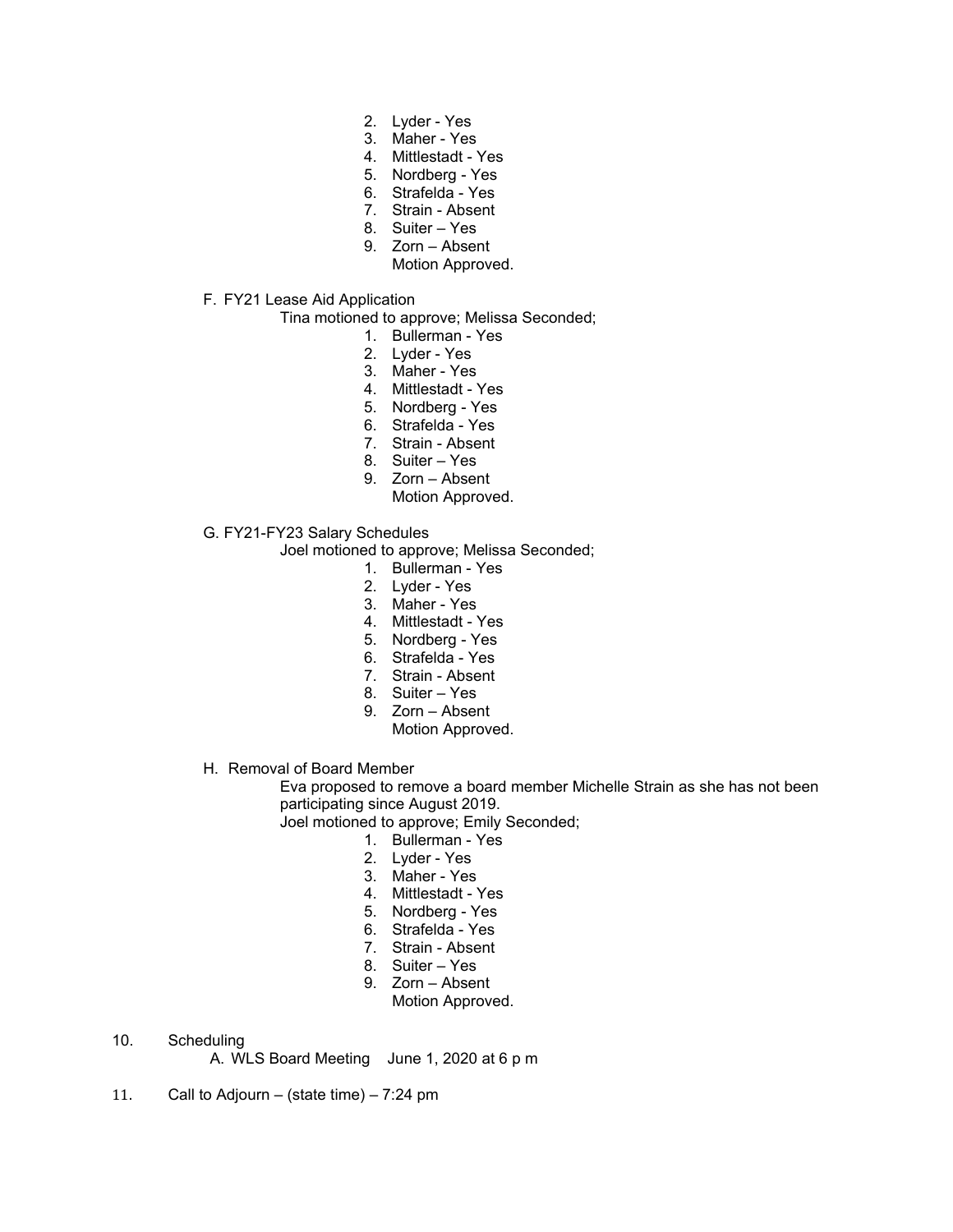2. Lyder - Yes
3. Maher - Yes
4. Mittlestadt - Yes
5. Nordberg - Yes
6. Strafelda - Yes
7. Strain - Absent
8. Suiter – Yes
9. Zorn – Absent

   Motion Approved.

F. FY21 Lease Aid Application

   Tina motioned to approve; Melissa Seconded;

   1. Bullerman - Yes
   2. Lyder - Yes
   3. Maher - Yes
   4. Mittlestadt - Yes
   5. Nordberg - Yes
   6. Strafelda - Yes
   7. Strain - Absent
   8. Suiter – Yes
   9. Zorn – Absent

      Motion Approved.

G. FY21-FY23 Salary Schedules

   Joel motioned to approve; Melissa Seconded;

   1. Bullerman - Yes
   2. Lyder - Yes
   3. Maher - Yes
   4. Mittlestadt - Yes
   5. Nordberg - Yes
   6. Strafelda - Yes
   7. Strain - Absent
   8. Suiter – Yes
   9. Zorn – Absent

      Motion Approved.

H. Removal of Board Member

   Eva proposed to remove a board member Michelle Strain as she has not been participating since August 2019.

   Joel motioned to approve; Emily Seconded;

   1. Bullerman - Yes
   2. Lyder - Yes
   3. Maher - Yes
   4. Mittlestadt - Yes
   5. Nordberg - Yes
   6. Strafelda - Yes
   7. Strain - Absent
   8. Suiter – Yes
   9. Zorn – Absent

      Motion Approved.

10. Scheduling

    A. WLS Board Meeting June 1, 2020 at 6 p m

11. Call to Adjourn – (state time) – 7:24 pm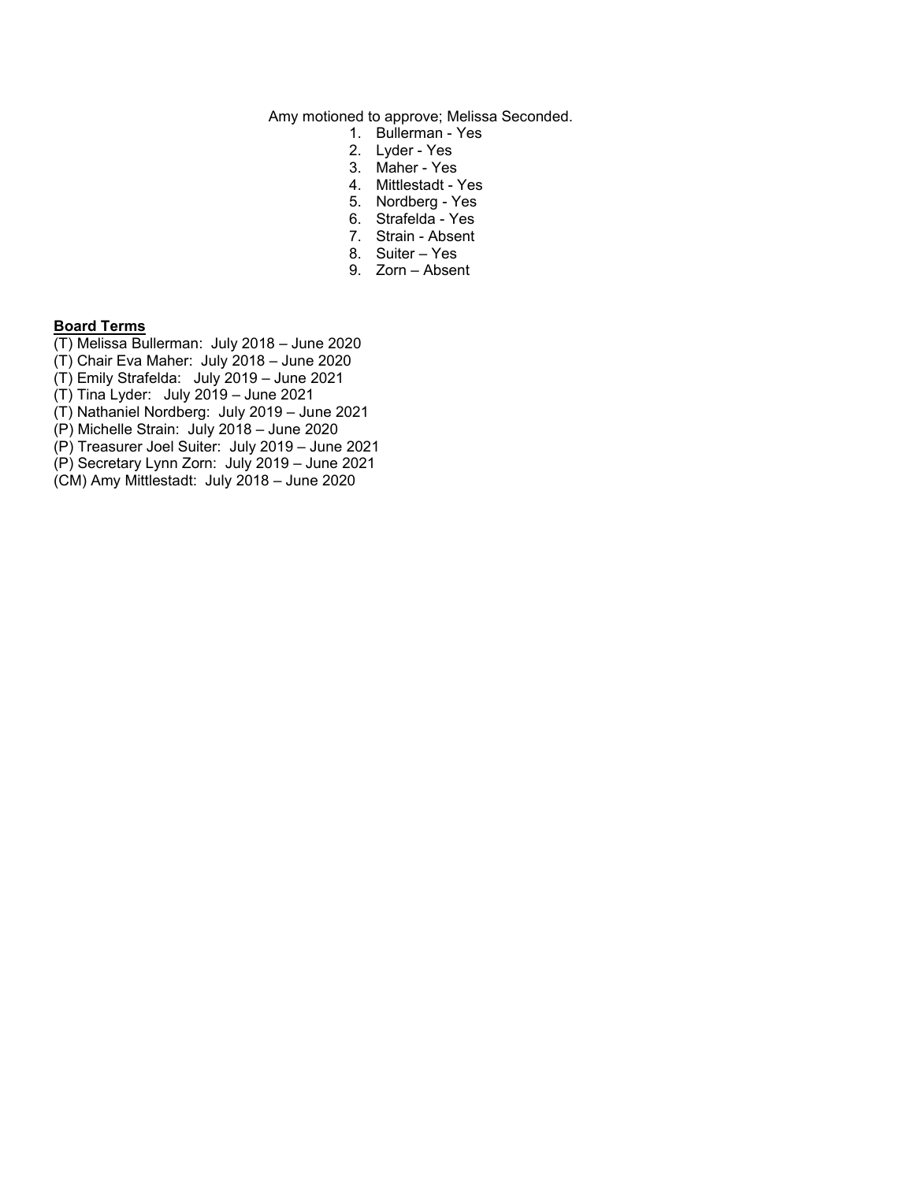Amy motioned to approve; Melissa Seconded.

1. Bullerman - Yes
2. Lyder - Yes
3. Maher - Yes
4. Mittlestadt - Yes
5. Nordberg - Yes
6. Strafelda - Yes
7. Strain - Absent
8. Suiter – Yes
9. Zorn – Absent

**Board Terms**

(T) Melissa Bullerman: July 2018 – June 2020
(T) Chair Eva Maher: July 2018 – June 2020
(T) Emily Strafelda: July 2019 – June 2021
(T) Tina Lyder: July 2019 – June 2021
(T) Nathaniel Nordberg: July 2019 – June 2021
(P) Michelle Strain: July 2018 – June 2020
(P) Treasurer Joel Suiter: July 2019 – June 2021
(P) Secretary Lynn Zorn: July 2019 – June 2021
(CM) Amy Mittlestadt: July 2018 – June 2020